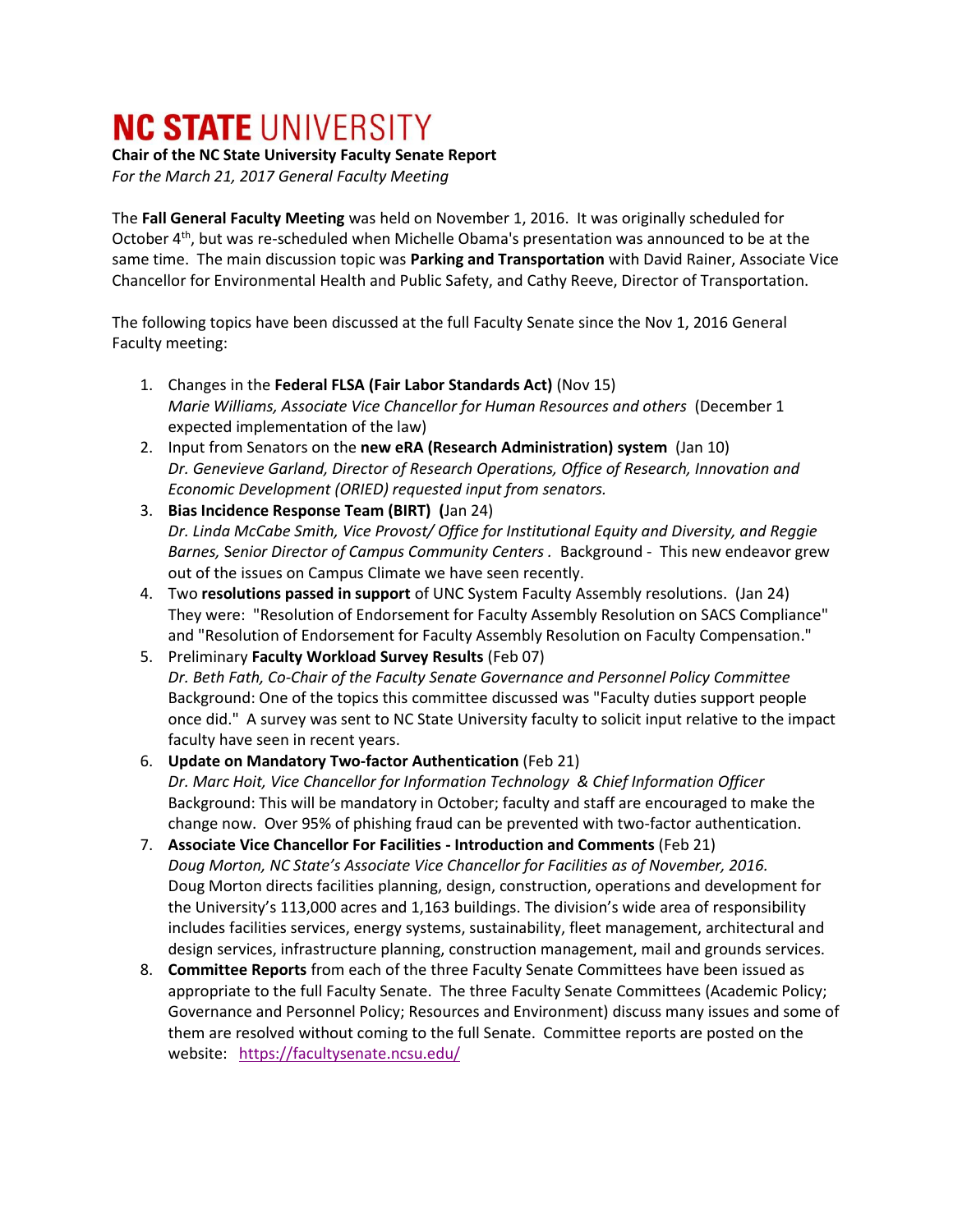# NC STATE UNIVERSITY

**Chair of the NC State University Faculty Senate Report**
*For the March 21, 2017 General Faculty Meeting*

The **Fall General Faculty Meeting** was held on November 1, 2016. It was originally scheduled for October 4th, but was re-scheduled when Michelle Obama's presentation was announced to be at the same time. The main discussion topic was **Parking and Transportation** with David Rainer, Associate Vice Chancellor for Environmental Health and Public Safety, and Cathy Reeve, Director of Transportation.

The following topics have been discussed at the full Faculty Senate since the Nov 1, 2016 General Faculty meeting:

1. Changes in the **Federal FLSA (Fair Labor Standards Act)** (Nov 15)
   *Marie Williams, Associate Vice Chancellor for Human Resources and others* (December 1 expected implementation of the law)
2. Input from Senators on the **new eRA (Research Administration) system** (Jan 10)
   *Dr. Genevieve Garland, Director of Research Operations, Office of Research, Innovation and Economic Development (ORIED) requested input from senators.*
3. **Bias Incidence Response Team (BIRT) (**Jan 24)
   *Dr. Linda McCabe Smith, Vice Provost/ Office for Institutional Equity and Diversity, and Reggie Barnes, Senior Director of Campus Community Centers .* Background - This new endeavor grew out of the issues on Campus Climate we have seen recently.
4. Two **resolutions passed in support** of UNC System Faculty Assembly resolutions. (Jan 24)
   They were: "Resolution of Endorsement for Faculty Assembly Resolution on SACS Compliance" and "Resolution of Endorsement for Faculty Assembly Resolution on Faculty Compensation."
5. Preliminary **Faculty Workload Survey Results** (Feb 07)
   *Dr. Beth Fath, Co-Chair of the Faculty Senate Governance and Personnel Policy Committee*
   Background: One of the topics this committee discussed was "Faculty duties support people once did." A survey was sent to NC State University faculty to solicit input relative to the impact faculty have seen in recent years.
6. **Update on Mandatory Two-factor Authentication** (Feb 21)
   *Dr. Marc Hoit, Vice Chancellor for Information Technology & Chief Information Officer*
   Background: This will be mandatory in October; faculty and staff are encouraged to make the change now. Over 95% of phishing fraud can be prevented with two-factor authentication.
7. **Associate Vice Chancellor For Facilities - Introduction and Comments** (Feb 21)
   *Doug Morton, NC State's Associate Vice Chancellor for Facilities as of November, 2016.*
   Doug Morton directs facilities planning, design, construction, operations and development for the University's 113,000 acres and 1,163 buildings. The division's wide area of responsibility includes facilities services, energy systems, sustainability, fleet management, architectural and design services, infrastructure planning, construction management, mail and grounds services.
8. **Committee Reports** from each of the three Faculty Senate Committees have been issued as appropriate to the full Faculty Senate. The three Faculty Senate Committees (Academic Policy; Governance and Personnel Policy; Resources and Environment) discuss many issues and some of them are resolved without coming to the full Senate. Committee reports are posted on the website: https://facultysenate.ncsu.edu/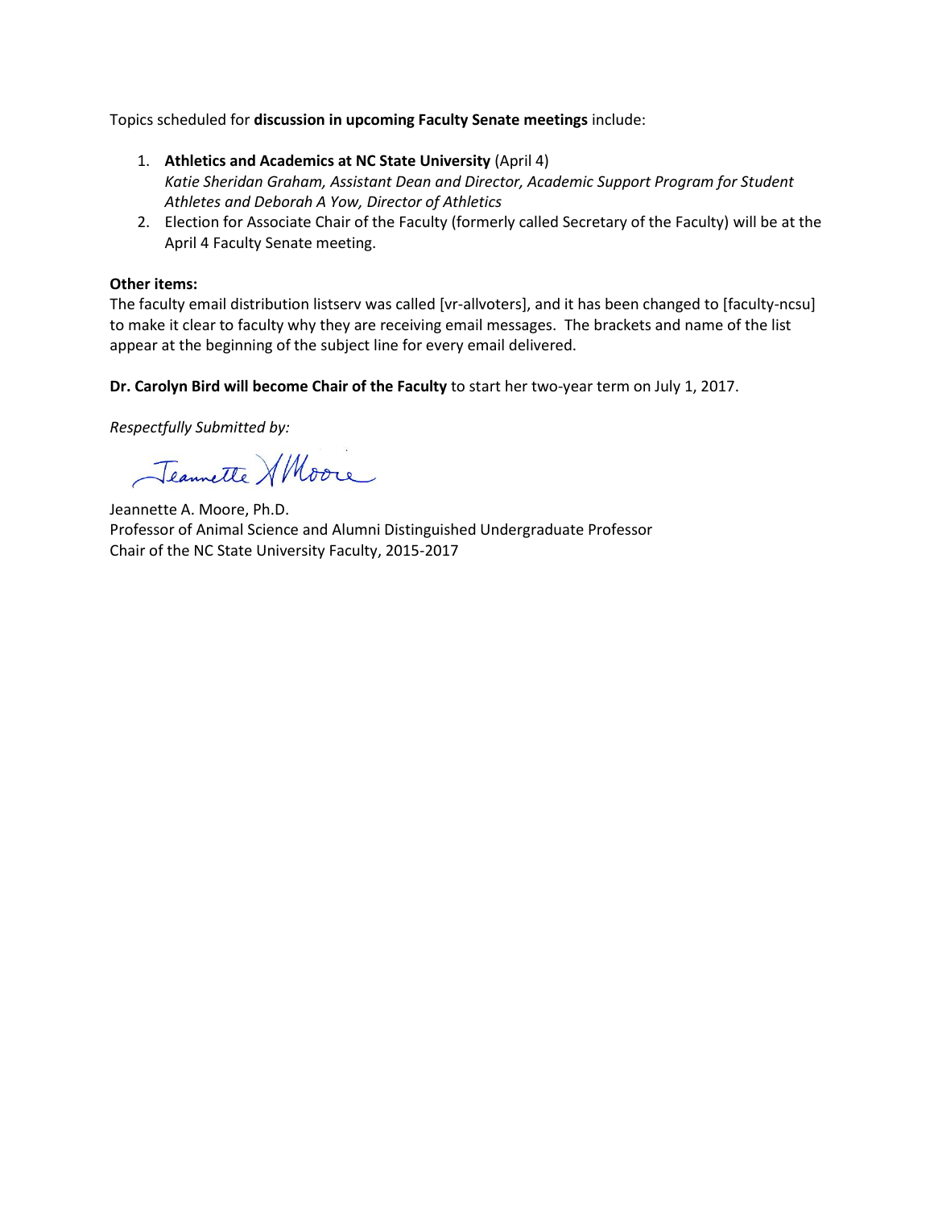Topics scheduled for **discussion in upcoming Faculty Senate meetings** include:

1. **Athletics and Academics at NC State University** (April 4)
   *Katie Sheridan Graham, Assistant Dean and Director, Academic Support Program for Student Athletes and Deborah A Yow, Director of Athletics*
2. Election for Associate Chair of the Faculty (formerly called Secretary of the Faculty) will be at the April 4 Faculty Senate meeting.

**Other items:**

The faculty email distribution listserv was called [vr-allvoters], and it has been changed to [faculty-ncsu] to make it clear to faculty why they are receiving email messages. The brackets and name of the list appear at the beginning of the subject line for every email delivered.

**Dr. Carolyn Bird will become Chair of the Faculty** to start her two-year term on July 1, 2017.

*Respectfully Submitted by:*

Jeannette A Moore

Jeannette A. Moore, Ph.D.
Professor of Animal Science and Alumni Distinguished Undergraduate Professor
Chair of the NC State University Faculty, 2015-2017